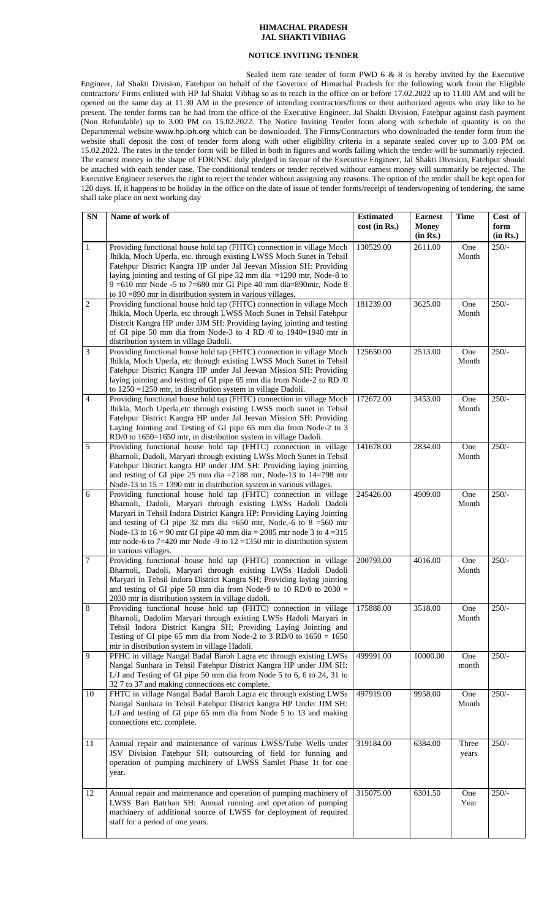# HIMACHAL PRADESH
# JAL SHAKTI VIBHAG

## NOTICE INVITING TENDER

Sealed item rate tender of form PWD 6 & 8 is hereby invited by the Executive Engineer, Jal Shakti Division, Fatehpur on behalf of the Governor of Himachal Pradesh for the following work from the Eligible contractors/ Firms enlisted with HP Jal Shakti Vibhag so as to reach in the office on or before 17.02.2022 up to 11.00 AM and will be opened on the same day at 11.30 AM in the presence of intending contractors/firms or their authorized agents who may like to be present. The tender forms can be had from the office of the Executive Engineer, Jal Shakti Division, Fatehpur against cash payment (Non Refundable) up to 3.00 PM on 15.02.2022. The Notice Inviting Tender form along with schedule of quantity is on the Departmental website www.hp.iph.org which can be downloaded. The Firms/Contractors who downloaded the tender form from the website shall deposit the cost of tender form along with other eligibility criteria in a separate sealed cover up to 3.00 PM on 15.02.2022. The rates in the tender form will be filled in both in figures and words failing which the tender will be summarily rejected. The earnest money in the shape of FDR/NSC duly pledged in favour of the Executive Engineer, Jal Shakti Division, Fatehpur should be attached with each tender case. The conditional tenders or tender received without earnest money will summarily be rejected. The Executive Engineer reserves the right to reject the tender without assigning any reasons. The option of the tender shall be kept open for 120 days. If, it happens to be holiday in the office on the date of issue of tender forms/receipt of tenders/opening of tendering, the same shall take place on next working day

| SN | Name of work of | Estimated cost (in Rs.) | Earnest Money (in Rs.) | Time | Cost of form (in Rs.) |
|---|---|---|---|---|---|
| 1 | Providing functional house hold tap (FHTC) connection in village Moch Jhikla, Moch Uperla, etc. through existing LWSS Moch Sunet in Tehsil Fatehpur District Kangra HP under Jal Jeevan Mission SH: Providing laying jointing and testing of GI pipe 32 mm dia =1290 mtr, Node-8 to 9 =610 mtr Node -5 to 7=680 mtr GI Pipe 40 mm dia=890mtr, Node 8 to 10 =890 mtr in distribution system in various villages. | 130529.00 | 2611.00 | One Month | 250/- |
| 2 | Providing functional house hold tap (FHTC) connection in village Moch Jhikla, Moch Uperla, etc through existing LWSS Moch Sunet in Tehsil Fatehpur Distrcit Kangra HP under JJM SH: Providing laying jointing and testing of GI pipe 50 mm dia from Node-3 to 4 RD /0 to 1940=1940 mtr in distribution system in village Dadoli. | 181239.00 | 3625.00 | One Month | 250/- |
| 3 | Providing functional house hold tap (FHTC) connection in village Moch Jhikla, Moch Uperla, etc through existing LWSS Moch Sunet in Tehsil Fatehpur District Kangra HP under Jal Jeevan Mission SH: Providing laying jointing and testing of GI pipe 65 mm dia from Node-2 to RD /0 to 1250 =1250 mtr, in distribution system in village Dadoli. | 125650.00 | 2513.00 | One Month | 250/- |
| 4 | Providing functional house hold tap (FHTC) connection in village Moch Jhikla, Moch Uperla,etc through existing LWSS moch sunet in Tehsil Fatehpur District Kangra HP under Jal Jeevan Mission SH: Providing Laying Jointing and Testing of GI pipe 65 mm dia from Node-2 to 3 RD/0 to 1650=1650 mtr, in distribution system in village Dadoli. | 172672.00 | 3453.00 | One Month | 250/- |
| 5 | Providing functional house hold tap (FHTC) connection in village Bharnoli, Dadoli, Maryari through existing LWSs Moch Sunet in Tehsil Fatehpur District kangra HP under JJM SH: Providing laying jointing and testing of GI pipe 25 mm dia =2188 mtr, Node-13 to 14=798 mtr Node-13 to 15 = 1390 mtr in distribution system in various villages. | 141678.00 | 2834.00 | One Month | 250/- |
| 6 | Providing functional house hold tap (FHTC) connection in village Bharnoli, Dadoli, Maryari through existing LWSs Hadoli Dadoli Maryari in Tehsil Indora District Kangra HP: Providing Laying Jointing and testing of GI pipe 32 mm dia =650 mtr, Node,-6 to 8 =560 mtr Node-13 to 16 = 90 mtr GI pipe 40 mm dia = 2085 mtr node 3 to 4 =315 mtr node-6 to 7=420 mtr Node -9 to 12 =1350 mtr in distribution system in various villages. | 245426.00 | 4909.00 | One Month | 250/- |
| 7 | Providing functional house hold tap (FHTC) connection in village Bharnoli, Dadoli, Maryari through existing LWSs Hadoli Dadoli Maryari in Tehsil Indora District Kangra SH; Providing laying jointing and testing of GI pipe 50 mm dia from Node-9 to 10 RD/0 to 2030 = 2030 mtr in distribution system in village dadoli. | 200793.00 | 4016.00 | One Month | 250/- |
| 8 | Providing functional house hold tap (FHTC) connection in village Bharnoli, Dadolim Maryari through existing LWSs Hadoli Maryari in Tehsil Indora District Kangra SH; Providing Laying Jointing and Testing of GI pipe 65 mm dia from Node-2 to 3 RD/0 to 1650 = 1650 mtr in distribution system in village Hadoli. | 175888.00 | 3518.00 | One Month | 250/- |
| 9 | PFHC in village Nangal Badal Baroh Lagra etc through existing LWSs Nangal Sunhara in Tehsil Fatehpur District Kangra HP under JJM SH: L/J and Testing of GI pipe 50 mm dia from Node 5 to 6, 6 to 24, 31 to 32 7 to 37 and making connections etc complete. | 499991.00 | 10000.00 | One month | 250/- |
| 10 | FHTC in village Nangal Badal Baroh Lagra etc through existing LWSs Nangal Sunhara in Tehsil Fatehpur District kangra HP Under JJM SH: L/J and testing of GI pipe 65 mm dia from Node 5 to 13 and making connections etc. complete. | 497919.00 | 9958.00 | One Month | 250/- |
| 11 | Annual repair and maintenance of various LWSS/Tube Wells under JSV Division Fatehpur SH; outsourcing of field for funning and operation of pumping machinery of LWSS Samlet Phase 1t for one year. | 319184.00 | 6384.00 | Three years | 250/- |
| 12 | Annual repair and maintenance and operation of pumping machinery of LWSS Bari Batrhan SH: Annual running and operation of pumping machinery of additional source of LWSS for deployment of required staff for a period of one years. | 315075.00 | 6301.50 | One Year | 250/- |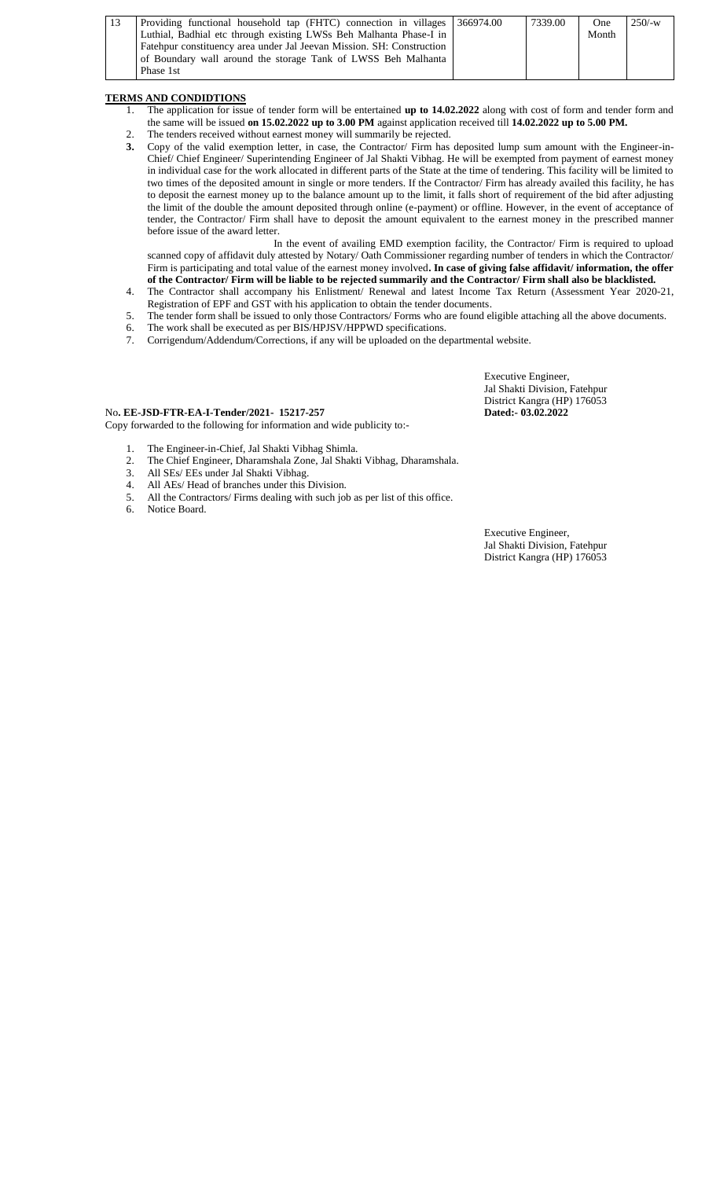| | | | | | |
|---|---|---|---|---|---|
| 13 | Providing functional household tap (FHTC) connection in villages Luthial, Badhial etc through existing LWSs Beh Malhanta Phase-I in Fatehpur constituency area under Jal Jeevan Mission. SH: Construction of Boundary wall around the storage Tank of LWSS Beh Malhanta Phase 1st | 366974.00 | 7339.00 | One Month | 250/-w |

**TERMS AND CONDIDTIONS**

1. The application for issue of tender form will be entertained **up to 14.02.2022** along with cost of form and tender form and the same will be issued **on 15.02.2022 up to 3.00 PM** against application received till **14.02.2022 up to 5.00 PM.**
2. The tenders received without earnest money will summarily be rejected.
3. Copy of the valid exemption letter, in case, the Contractor/ Firm has deposited lump sum amount with the Engineer-in-Chief/ Chief Engineer/ Superintending Engineer of Jal Shakti Vibhag. He will be exempted from payment of earnest money in individual case for the work allocated in different parts of the State at the time of tendering. This facility will be limited to two times of the deposited amount in single or more tenders. If the Contractor/ Firm has already availed this facility, he has to deposit the earnest money up to the balance amount up to the limit, it falls short of requirement of the bid after adjusting the limit of the double the amount deposited through online (e-payment) or offline. However, in the event of acceptance of tender, the Contractor/ Firm shall have to deposit the amount equivalent to the earnest money in the prescribed manner before issue of the award letter.

   In the event of availing EMD exemption facility, the Contractor/ Firm is required to upload scanned copy of affidavit duly attested by Notary/ Oath Commissioner regarding number of tenders in which the Contractor/ Firm is participating and total value of the earnest money involved**. In case of giving false affidavit/ information, the offer of the Contractor/ Firm will be liable to be rejected summarily and the Contractor/ Firm shall also be blacklisted.**
4. The Contractor shall accompany his Enlistment/ Renewal and latest Income Tax Return (Assessment Year 2020-21, Registration of EPF and GST with his application to obtain the tender documents.
5. The tender form shall be issued to only those Contractors/ Forms who are found eligible attaching all the above documents.
6. The work shall be executed as per BIS/HPJSV/HPPWD specifications.
7. Corrigendum/Addendum/Corrections, if any will be uploaded on the departmental website.

Executive Engineer,
Jal Shakti Division, Fatehpur
District Kangra (HP) 176053

No**. EE-JSD-FTR-EA-I-Tender/2021- 15217-257** **Dated:- 03.02.2022**

Copy forwarded to the following for information and wide publicity to:-

1. The Engineer-in-Chief, Jal Shakti Vibhag Shimla.
2. The Chief Engineer, Dharamshala Zone, Jal Shakti Vibhag, Dharamshala.
3. All SEs/ EEs under Jal Shakti Vibhag.
4. All AEs/ Head of branches under this Division.
5. All the Contractors/ Firms dealing with such job as per list of this office.
6. Notice Board.

Executive Engineer,
Jal Shakti Division, Fatehpur
District Kangra (HP) 176053